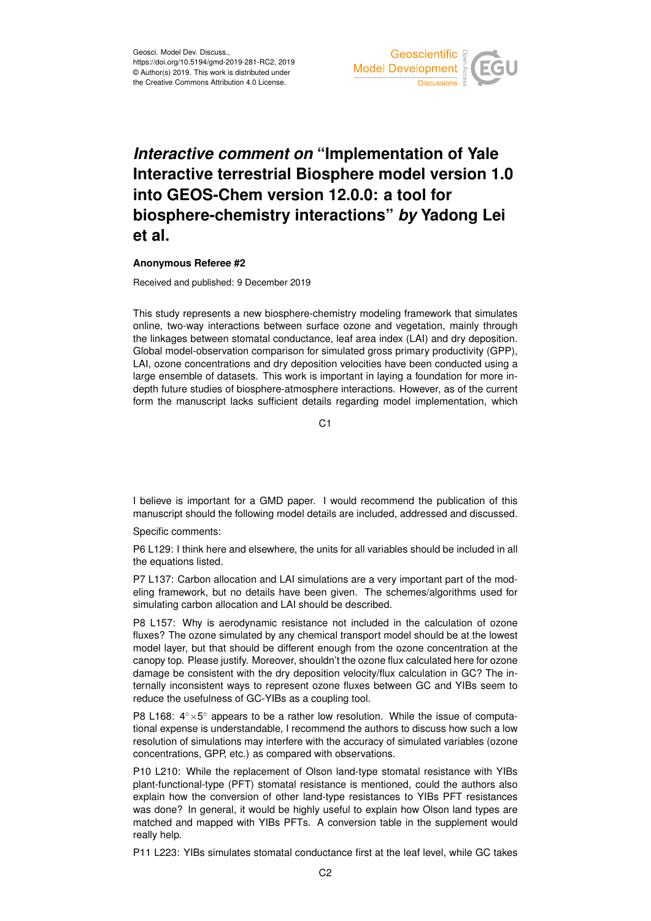# *Interactive comment on* "Implementation of Yale Interactive terrestrial Biosphere model version 1.0 into GEOS-Chem version 12.0.0: a tool for biosphere-chemistry interactions" *by* Yadong Lei et al.

**Anonymous Referee #2**

Received and published: 9 December 2019

This study represents a new biosphere-chemistry modeling framework that simulates online, two-way interactions between surface ozone and vegetation, mainly through the linkages between stomatal conductance, leaf area index (LAI) and dry deposition. Global model-observation comparison for simulated gross primary productivity (GPP), LAI, ozone concentrations and dry deposition velocities have been conducted using a large ensemble of datasets. This work is important in laying a foundation for more in-depth future studies of biosphere-atmosphere interactions. However, as of the current form the manuscript lacks sufficient details regarding model implementation, which I believe is important for a GMD paper. I would recommend the publication of this manuscript should the following model details are included, addressed and discussed.

Specific comments:

P6 L129: I think here and elsewhere, the units for all variables should be included in all the equations listed.

P7 L137: Carbon allocation and LAI simulations are a very important part of the modeling framework, but no details have been given. The schemes/algorithms used for simulating carbon allocation and LAI should be described.

P8 L157: Why is aerodynamic resistance not included in the calculation of ozone fluxes? The ozone simulated by any chemical transport model should be at the lowest model layer, but that should be different enough from the ozone concentration at the canopy top. Please justify. Moreover, shouldn't the ozone flux calculated here for ozone damage be consistent with the dry deposition velocity/flux calculation in GC? The internally inconsistent ways to represent ozone fluxes between GC and YIBs seem to reduce the usefulness of GC-YIBs as a coupling tool.

P8 L168: $4^\circ \times 5^\circ$ appears to be a rather low resolution. While the issue of computational expense is understandable, I recommend the authors to discuss how such a low resolution of simulations may interfere with the accuracy of simulated variables (ozone concentrations, GPP, etc.) as compared with observations.

P10 L210: While the replacement of Olson land-type stomatal resistance with YIBs plant-functional-type (PFT) stomatal resistance is mentioned, could the authors also explain how the conversion of other land-type resistances to YIBs PFT resistances was done? In general, it would be highly useful to explain how Olson land types are matched and mapped with YIBs PFTs. A conversion table in the supplement would really help.

P11 L223: YIBs simulates stomatal conductance first at the leaf level, while GC takes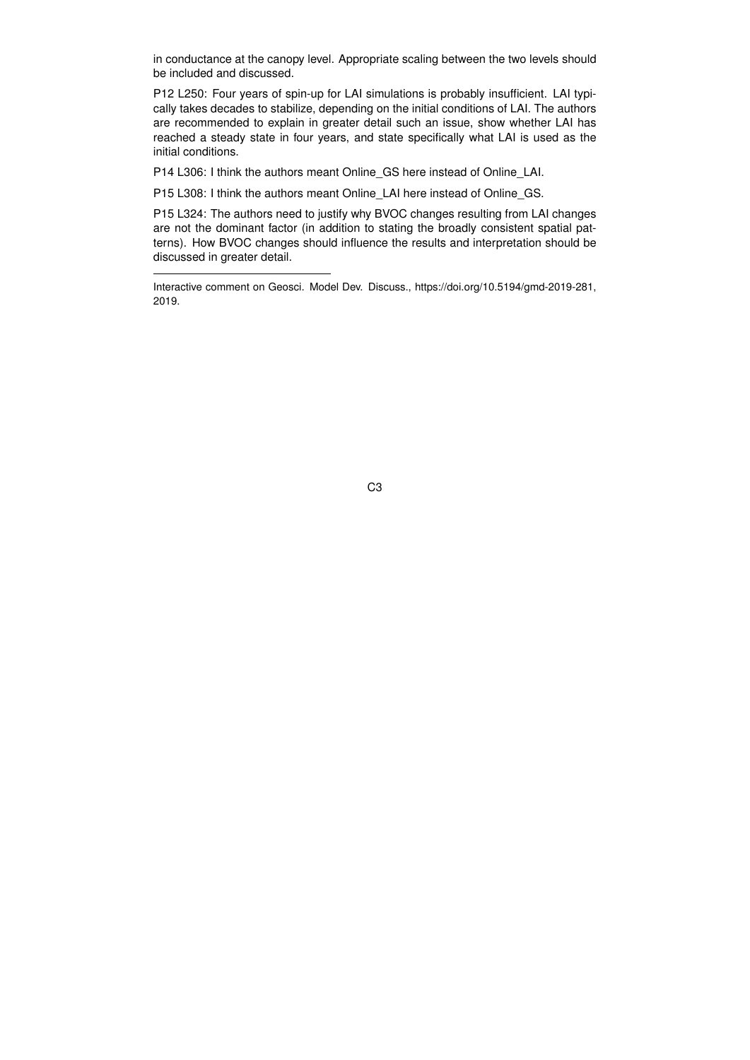in conductance at the canopy level. Appropriate scaling between the two levels should be included and discussed.

P12 L250: Four years of spin-up for LAI simulations is probably insufficient. LAI typically takes decades to stabilize, depending on the initial conditions of LAI. The authors are recommended to explain in greater detail such an issue, show whether LAI has reached a steady state in four years, and state specifically what LAI is used as the initial conditions.

P14 L306: I think the authors meant Online_GS here instead of Online_LAI.

P15 L308: I think the authors meant Online_LAI here instead of Online_GS.

P15 L324: The authors need to justify why BVOC changes resulting from LAI changes are not the dominant factor (in addition to stating the broadly consistent spatial patterns). How BVOC changes should influence the results and interpretation should be discussed in greater detail.

---

Interactive comment on Geosci. Model Dev. Discuss., https://doi.org/10.5194/gmd-2019-281, 2019.